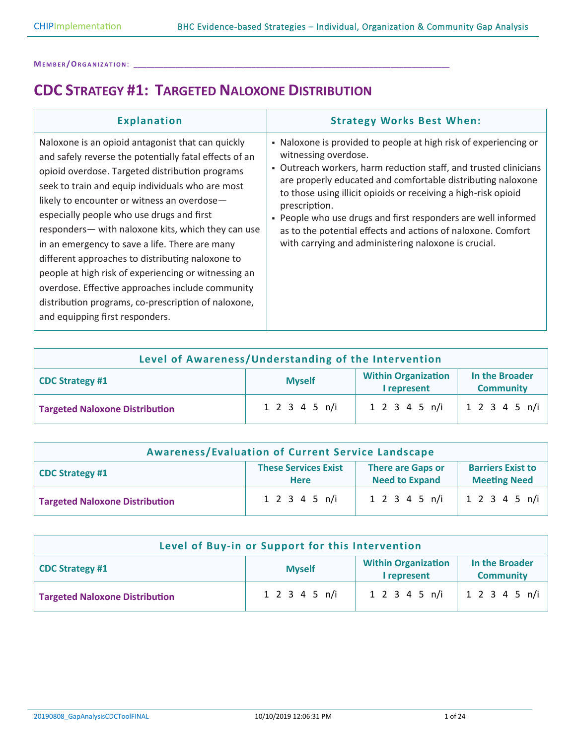**Member/Organization:** ______________________________________________

# CDC Strategy #1: Targeted Naloxone Distribution

| Explanation | Strategy Works Best When: |
|---|---|
| Naloxone is an opioid antagonist that can quickly and safely reverse the potentially fatal effects of an opioid overdose. Targeted distribution programs seek to train and equip individuals who are most likely to encounter or witness an overdose—especially people who use drugs and first responders— with naloxone kits, which they can use in an emergency to save a life. There are many different approaches to distributing naloxone to people at high risk of experiencing or witnessing an overdose. Effective approaches include community distribution programs, co-prescription of naloxone, and equipping first responders. | ▪ Naloxone is provided to people at high risk of experiencing or witnessing overdose.<br>▪ Outreach workers, harm reduction staff, and trusted clinicians are properly educated and comfortable distributing naloxone to those using illicit opioids or receiving a high-risk opioid prescription.<br>▪ People who use drugs and first responders are well informed as to the potential effects and actions of naloxone. Comfort with carrying and administering naloxone is crucial. |

| Level of Awareness/Understanding of the Intervention | | | |
|---|---|---|---|
| **CDC Strategy #1** | **Myself** | **Within Organization I represent** | **In the Broader Community** |
| **Targeted Naloxone Distribution** | 1 2 3 4 5 n/i | 1 2 3 4 5 n/i | 1 2 3 4 5 n/i |

| Awareness/Evaluation of Current Service Landscape | | | |
|---|---|---|---|
| **CDC Strategy #1** | **These Services Exist Here** | **There are Gaps or Need to Expand** | **Barriers Exist to Meeting Need** |
| **Targeted Naloxone Distribution** | 1 2 3 4 5 n/i | 1 2 3 4 5 n/i | 1 2 3 4 5 n/i |

| Level of Buy-in or Support for this Intervention | | | |
|---|---|---|---|
| **CDC Strategy #1** | **Myself** | **Within Organization I represent** | **In the Broader Community** |
| **Targeted Naloxone Distribution** | 1 2 3 4 5 n/i | 1 2 3 4 5 n/i | 1 2 3 4 5 n/i |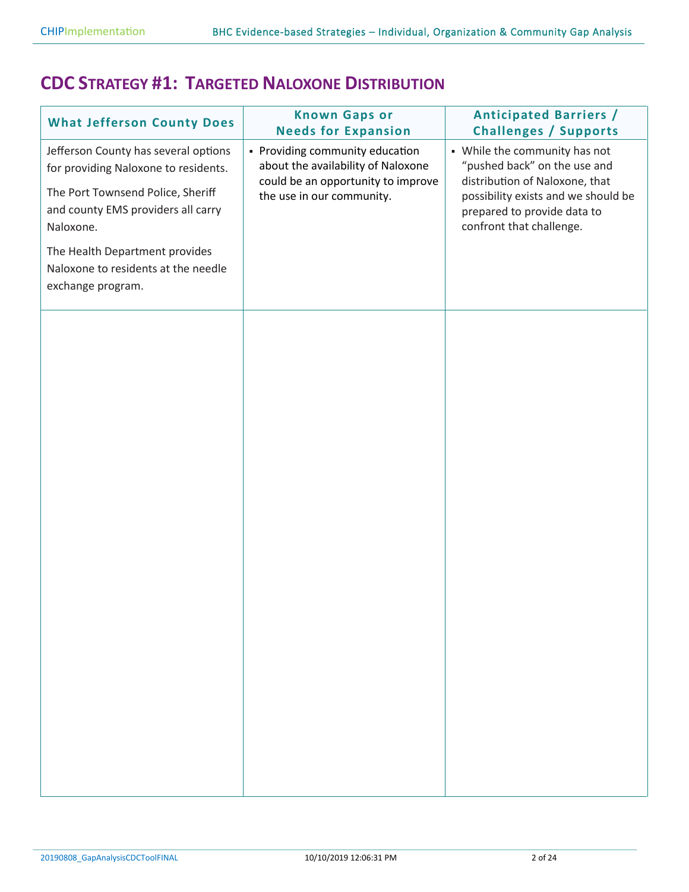# CDC Strategy #1: Targeted Naloxone Distribution

| What Jefferson County Does | Known Gaps or Needs for Expansion | Anticipated Barriers / Challenges / Supports |
|---|---|---|
| Jefferson County has several options for providing Naloxone to residents.<br><br>The Port Townsend Police, Sheriff and county EMS providers all carry Naloxone.<br><br>The Health Department provides Naloxone to residents at the needle exchange program. | ▪ Providing community education about the availability of Naloxone could be an opportunity to improve the use in our community. | ▪ While the community has not "pushed back" on the use and distribution of Naloxone, that possibility exists and we should be prepared to provide data to confront that challenge. |
| | | |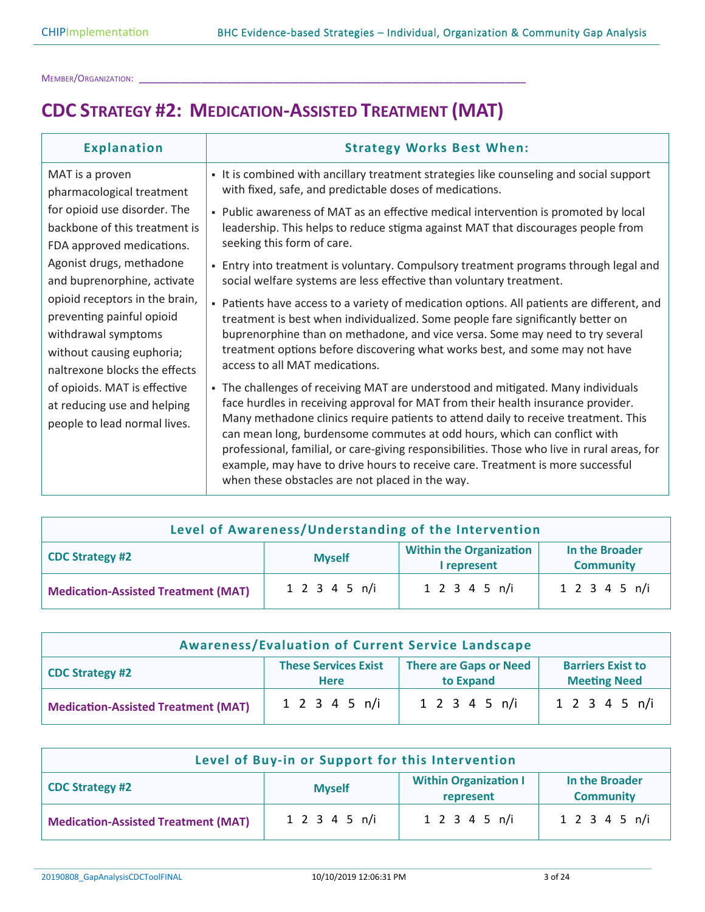MEMBER/ORGANIZATION: ____________________________________________________________

# CDC STRATEGY #2: MEDICATION-ASSISTED TREATMENT (MAT)

| Explanation | Strategy Works Best When: |
|---|---|
| MAT is a proven pharmacological treatment for opioid use disorder. The backbone of this treatment is FDA approved medications. Agonist drugs, methadone and buprenorphine, activate opioid receptors in the brain, preventing painful opioid withdrawal symptoms without causing euphoria; naltrexone blocks the effects of opioids. MAT is effective at reducing use and helping people to lead normal lives. | ▪ It is combined with ancillary treatment strategies like counseling and social support with fixed, safe, and predictable doses of medications.<br>▪ Public awareness of MAT as an effective medical intervention is promoted by local leadership. This helps to reduce stigma against MAT that discourages people from seeking this form of care.<br>▪ Entry into treatment is voluntary. Compulsory treatment programs through legal and social welfare systems are less effective than voluntary treatment.<br>▪ Patients have access to a variety of medication options. All patients are different, and treatment is best when individualized. Some people fare significantly better on buprenorphine than on methadone, and vice versa. Some may need to try several treatment options before discovering what works best, and some may not have access to all MAT medications.<br>▪ The challenges of receiving MAT are understood and mitigated. Many individuals face hurdles in receiving approval for MAT from their health insurance provider. Many methadone clinics require patients to attend daily to receive treatment. This can mean long, burdensome commutes at odd hours, which can conflict with professional, familial, or care-giving responsibilities. Those who live in rural areas, for example, may have to drive hours to receive care. Treatment is more successful when these obstacles are not placed in the way. |

| Level of Awareness/Understanding of the Intervention | | | |
|---|---|---|---|
| CDC Strategy #2 | Myself | Within the Organization I represent | In the Broader Community |
| Medication-Assisted Treatment (MAT) | 1 2 3 4 5 n/i | 1 2 3 4 5 n/i | 1 2 3 4 5 n/i |

| Awareness/Evaluation of Current Service Landscape | | | |
|---|---|---|---|
| CDC Strategy #2 | These Services Exist Here | There are Gaps or Need to Expand | Barriers Exist to Meeting Need |
| Medication-Assisted Treatment (MAT) | 1 2 3 4 5 n/i | 1 2 3 4 5 n/i | 1 2 3 4 5 n/i |

| Level of Buy-in or Support for this Intervention | | | |
|---|---|---|---|
| CDC Strategy #2 | Myself | Within Organization I represent | In the Broader Community |
| Medication-Assisted Treatment (MAT) | 1 2 3 4 5 n/i | 1 2 3 4 5 n/i | 1 2 3 4 5 n/i |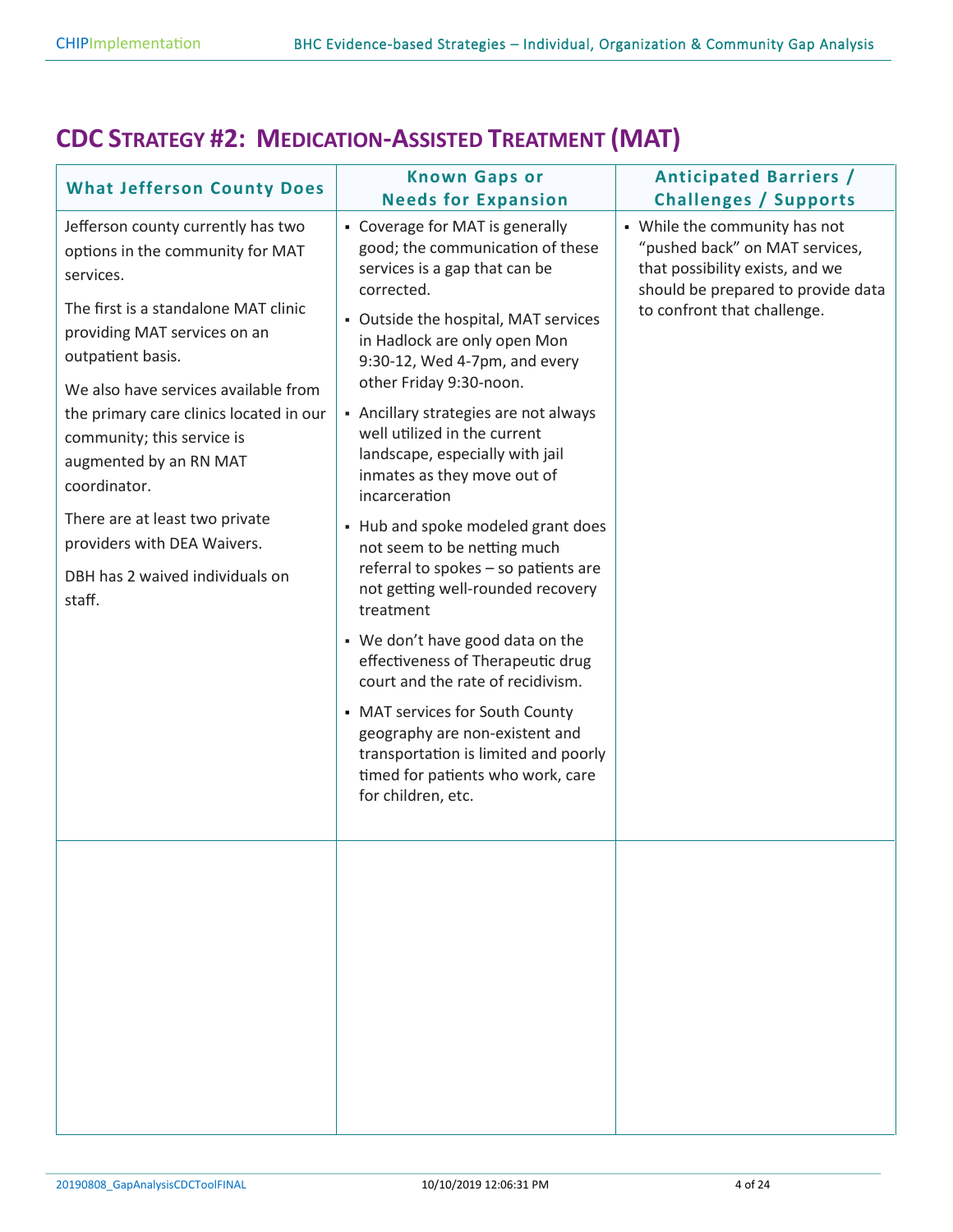# CDC Strategy #2: Medication-Assisted Treatment (MAT)

| What Jefferson County Does | Known Gaps or Needs for Expansion | Anticipated Barriers / Challenges / Supports |
|---|---|---|
| Jefferson county currently has two options in the community for MAT services.<br><br>The first is a standalone MAT clinic providing MAT services on an outpatient basis.<br><br>We also have services available from the primary care clinics located in our community; this service is augmented by an RN MAT coordinator.<br><br>There are at least two private providers with DEA Waivers.<br><br>DBH has 2 waived individuals on staff. | ▪ Coverage for MAT is generally good; the communication of these services is a gap that can be corrected.<br>▪ Outside the hospital, MAT services in Hadlock are only open Mon 9:30-12, Wed 4-7pm, and every other Friday 9:30-noon.<br>▪ Ancillary strategies are not always well utilized in the current landscape, especially with jail inmates as they move out of incarceration<br>▪ Hub and spoke modeled grant does not seem to be netting much referral to spokes – so patients are not getting well-rounded recovery treatment<br>▪ We don't have good data on the effectiveness of Therapeutic drug court and the rate of recidivism.<br>▪ MAT services for South County geography are non-existent and transportation is limited and poorly timed for patients who work, care for children, etc. | ▪ While the community has not "pushed back" on MAT services, that possibility exists, and we should be prepared to provide data to confront that challenge. |
| | | |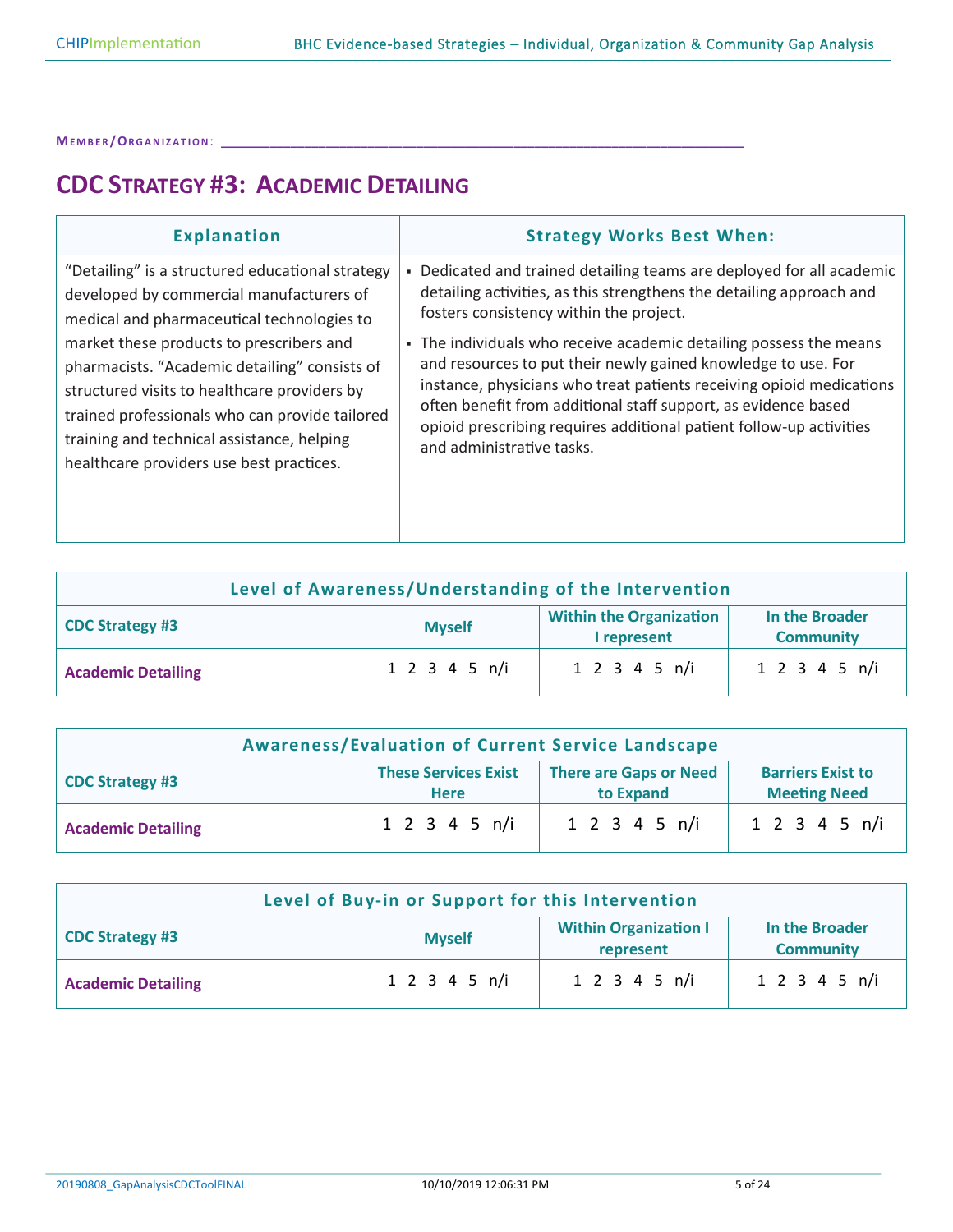**MEMBER/ORGANIZATION:** ____________________________________________________________

# CDC STRATEGY #3: ACADEMIC DETAILING

| Explanation | Strategy Works Best When: |
|---|---|
| "Detailing" is a structured educational strategy developed by commercial manufacturers of medical and pharmaceutical technologies to market these products to prescribers and pharmacists. "Academic detailing" consists of structured visits to healthcare providers by trained professionals who can provide tailored training and technical assistance, helping healthcare providers use best practices. | ▪ Dedicated and trained detailing teams are deployed for all academic detailing activities, as this strengthens the detailing approach and fosters consistency within the project.<br>▪ The individuals who receive academic detailing possess the means and resources to put their newly gained knowledge to use. For instance, physicians who treat patients receiving opioid medications often benefit from additional staff support, as evidence based opioid prescribing requires additional patient follow-up activities and administrative tasks. |

| Level of Awareness/Understanding of the Intervention | | | |
|---|---|---|---|
| **CDC Strategy #3** | **Myself** | **Within the Organization I represent** | **In the Broader Community** |
| **Academic Detailing** | 1 2 3 4 5 n/i | 1 2 3 4 5 n/i | 1 2 3 4 5 n/i |

| Awareness/Evaluation of Current Service Landscape | | | |
|---|---|---|---|
| **CDC Strategy #3** | **These Services Exist Here** | **There are Gaps or Need to Expand** | **Barriers Exist to Meeting Need** |
| **Academic Detailing** | 1 2 3 4 5 n/i | 1 2 3 4 5 n/i | 1 2 3 4 5 n/i |

| Level of Buy-in or Support for this Intervention | | | |
|---|---|---|---|
| **CDC Strategy #3** | **Myself** | **Within Organization I represent** | **In the Broader Community** |
| **Academic Detailing** | 1 2 3 4 5 n/i | 1 2 3 4 5 n/i | 1 2 3 4 5 n/i |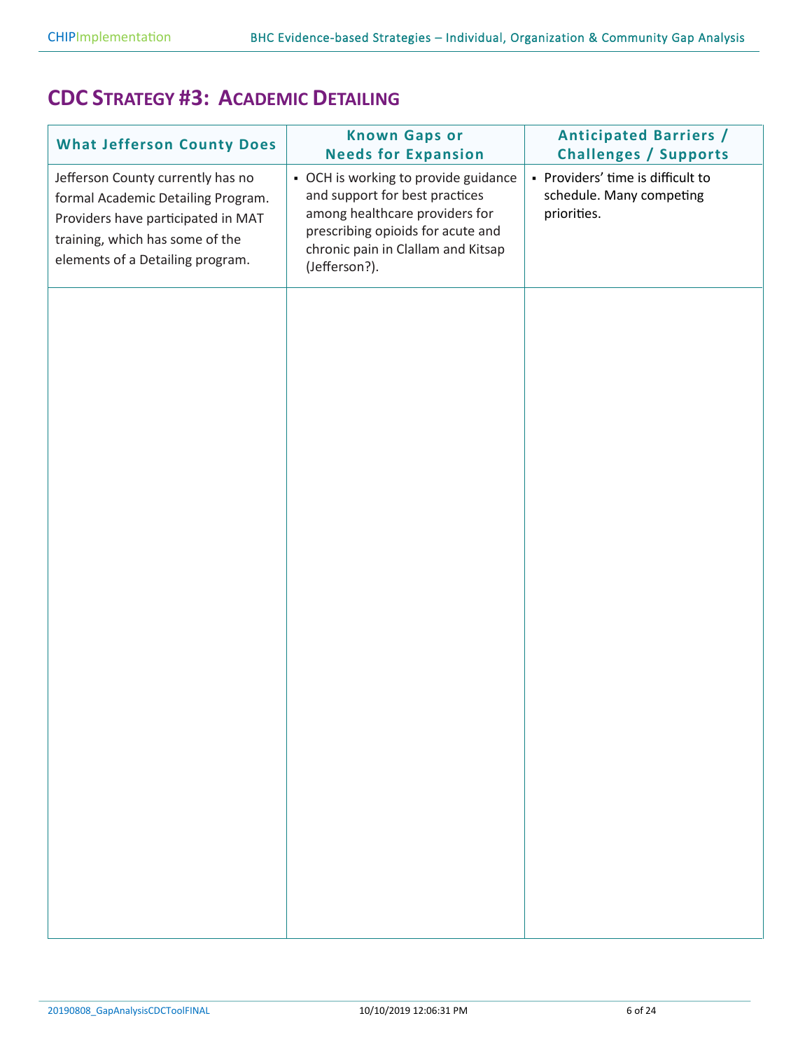## CDC Strategy #3: Academic Detailing

| What Jefferson County Does | Known Gaps or Needs for Expansion | Anticipated Barriers / Challenges / Supports |
|---|---|---|
| Jefferson County currently has no formal Academic Detailing Program. Providers have participated in MAT training, which has some of the elements of a Detailing program. | ▪ OCH is working to provide guidance and support for best practices among healthcare providers for prescribing opioids for acute and chronic pain in Clallam and Kitsap (Jefferson?). | ▪ Providers' time is difficult to schedule. Many competing priorities. |
| | | |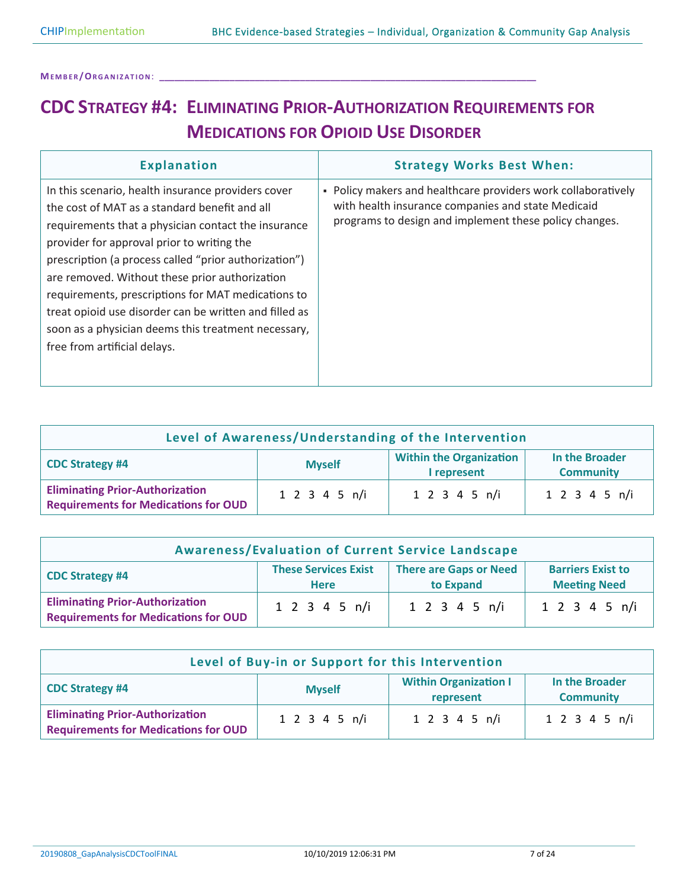**Member/Organization:** ___________________________________________________________________

# CDC Strategy #4: Eliminating Prior-Authorization Requirements for Medications for Opioid Use Disorder

| Explanation | Strategy Works Best When: |
|---|---|
| In this scenario, health insurance providers cover the cost of MAT as a standard benefit and all requirements that a physician contact the insurance provider for approval prior to writing the prescription (a process called "prior authorization") are removed. Without these prior authorization requirements, prescriptions for MAT medications to treat opioid use disorder can be written and filled as soon as a physician deems this treatment necessary, free from artificial delays. | ▪ Policy makers and healthcare providers work collaboratively with health insurance companies and state Medicaid programs to design and implement these policy changes. |

| Level of Awareness/Understanding of the Intervention | | | |
|---|---|---|---|
| **CDC Strategy #4** | **Myself** | **Within the Organization I represent** | **In the Broader Community** |
| **Eliminating Prior-Authorization Requirements for Medications for OUD** | 1 2 3 4 5 n/i | 1 2 3 4 5 n/i | 1 2 3 4 5 n/i |

| Awareness/Evaluation of Current Service Landscape | | | |
|---|---|---|---|
| **CDC Strategy #4** | **These Services Exist Here** | **There are Gaps or Need to Expand** | **Barriers Exist to Meeting Need** |
| **Eliminating Prior-Authorization Requirements for Medications for OUD** | 1 2 3 4 5 n/i | 1 2 3 4 5 n/i | 1 2 3 4 5 n/i |

| Level of Buy-in or Support for this Intervention | | | |
|---|---|---|---|
| **CDC Strategy #4** | **Myself** | **Within Organization I represent** | **In the Broader Community** |
| **Eliminating Prior-Authorization Requirements for Medications for OUD** | 1 2 3 4 5 n/i | 1 2 3 4 5 n/i | 1 2 3 4 5 n/i |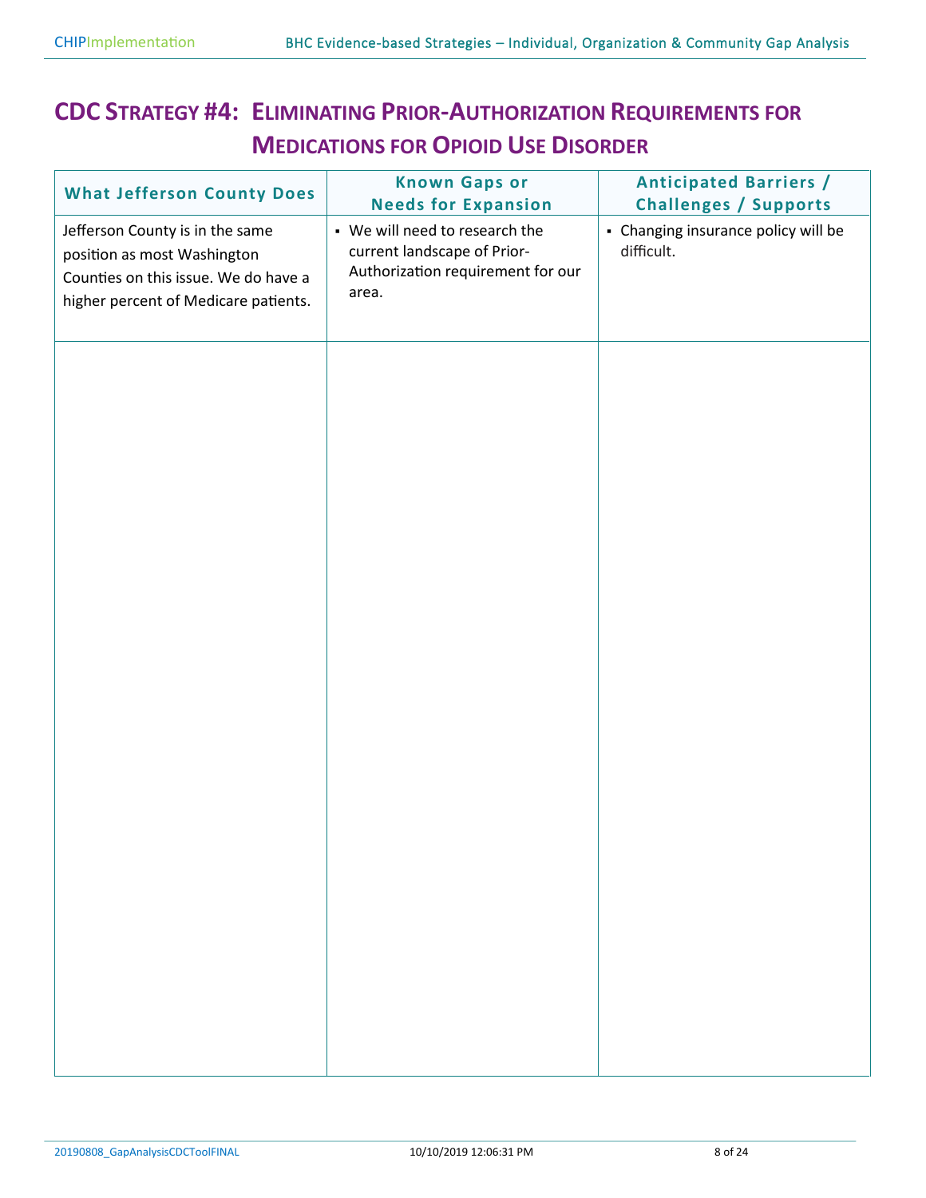# CDC Strategy #4: Eliminating Prior-Authorization Requirements for Medications for Opioid Use Disorder

| What Jefferson County Does | Known Gaps or Needs for Expansion | Anticipated Barriers / Challenges / Supports |
|---|---|---|
| Jefferson County is in the same position as most Washington Counties on this issue. We do have a higher percent of Medicare patients. | ▪ We will need to research the current landscape of Prior-Authorization requirement for our area. | ▪ Changing insurance policy will be difficult. |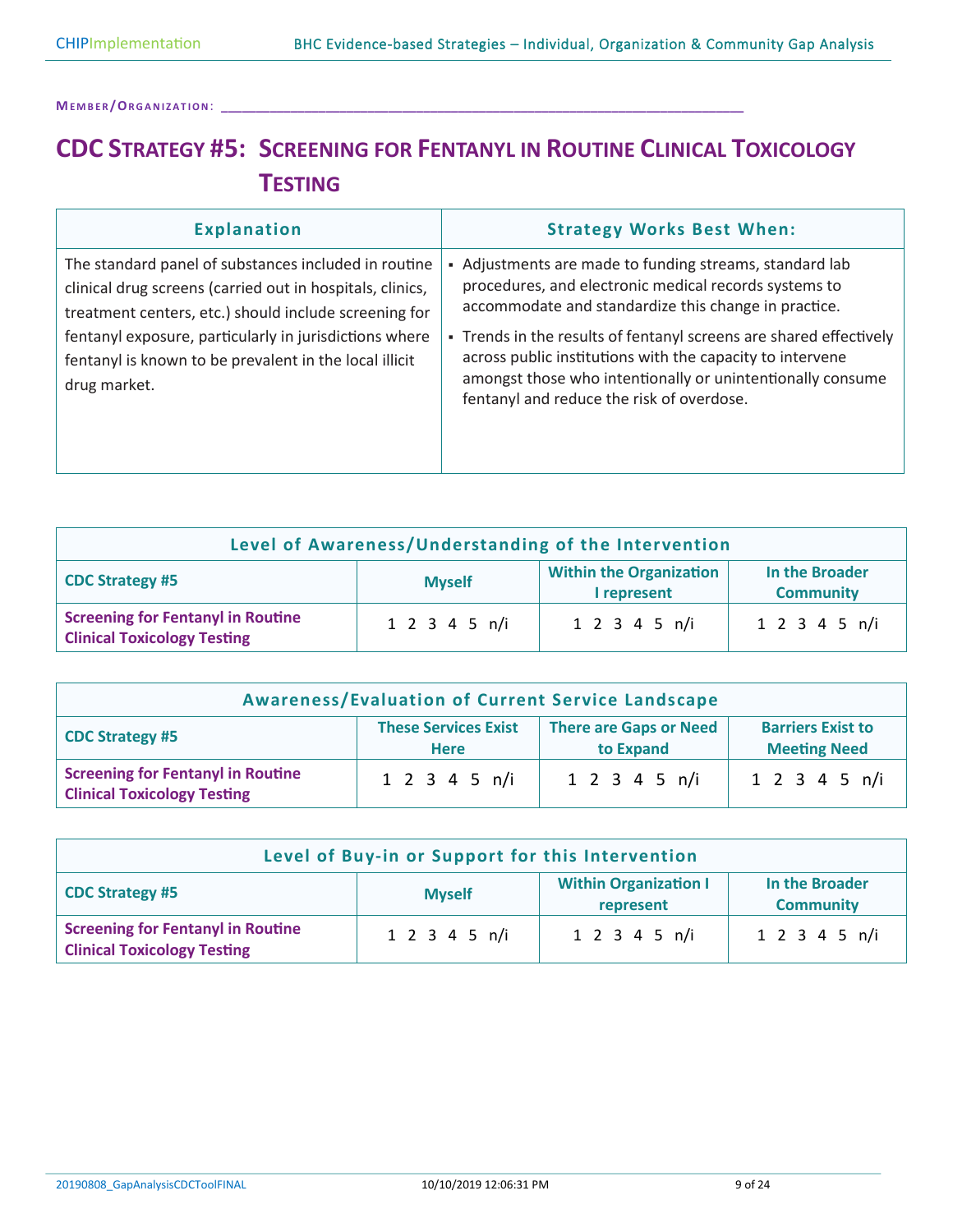**Member/Organization:** ____________________________________________

# CDC Strategy #5: Screening for Fentanyl in Routine Clinical Toxicology Testing

| Explanation | Strategy Works Best When: |
|---|---|
| The standard panel of substances included in routine clinical drug screens (carried out in hospitals, clinics, treatment centers, etc.) should include screening for fentanyl exposure, particularly in jurisdictions where fentanyl is known to be prevalent in the local illicit drug market. | ▪ Adjustments are made to funding streams, standard lab procedures, and electronic medical records systems to accommodate and standardize this change in practice.<br>▪ Trends in the results of fentanyl screens are shared effectively across public institutions with the capacity to intervene amongst those who intentionally or unintentionally consume fentanyl and reduce the risk of overdose. |

| Level of Awareness/Understanding of the Intervention | | | |
|---|---|---|---|
| **CDC Strategy #5** | **Myself** | **Within the Organization I represent** | **In the Broader Community** |
| **Screening for Fentanyl in Routine Clinical Toxicology Testing** | 1 2 3 4 5 n/i | 1 2 3 4 5 n/i | 1 2 3 4 5 n/i |

| Awareness/Evaluation of Current Service Landscape | | | |
|---|---|---|---|
| **CDC Strategy #5** | **These Services Exist Here** | **There are Gaps or Need to Expand** | **Barriers Exist to Meeting Need** |
| **Screening for Fentanyl in Routine Clinical Toxicology Testing** | 1 2 3 4 5 n/i | 1 2 3 4 5 n/i | 1 2 3 4 5 n/i |

| Level of Buy-in or Support for this Intervention | | | |
|---|---|---|---|
| **CDC Strategy #5** | **Myself** | **Within Organization I represent** | **In the Broader Community** |
| **Screening for Fentanyl in Routine Clinical Toxicology Testing** | 1 2 3 4 5 n/i | 1 2 3 4 5 n/i | 1 2 3 4 5 n/i |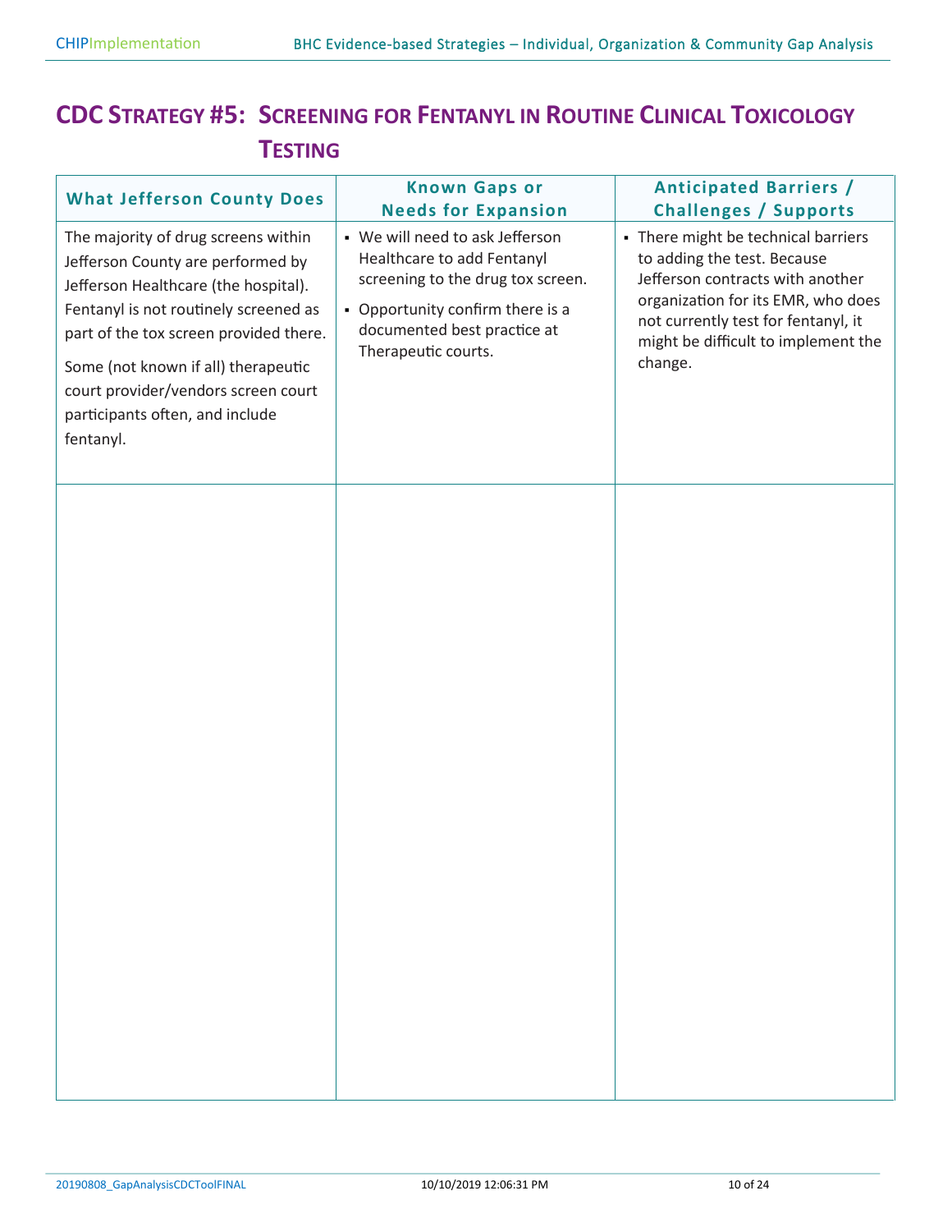# CDC Strategy #5: Screening for Fentanyl in Routine Clinical Toxicology Testing

| What Jefferson County Does | Known Gaps or Needs for Expansion | Anticipated Barriers / Challenges / Supports |
|---|---|---|
| The majority of drug screens within Jefferson County are performed by Jefferson Healthcare (the hospital). Fentanyl is not routinely screened as part of the tox screen provided there.<br><br>Some (not known if all) therapeutic court provider/vendors screen court participants often, and include fentanyl. | ▪ We will need to ask Jefferson Healthcare to add Fentanyl screening to the drug tox screen.<br>▪ Opportunity confirm there is a documented best practice at Therapeutic courts. | ▪ There might be technical barriers to adding the test. Because Jefferson contracts with another organization for its EMR, who does not currently test for fentanyl, it might be difficult to implement the change. |
| | | |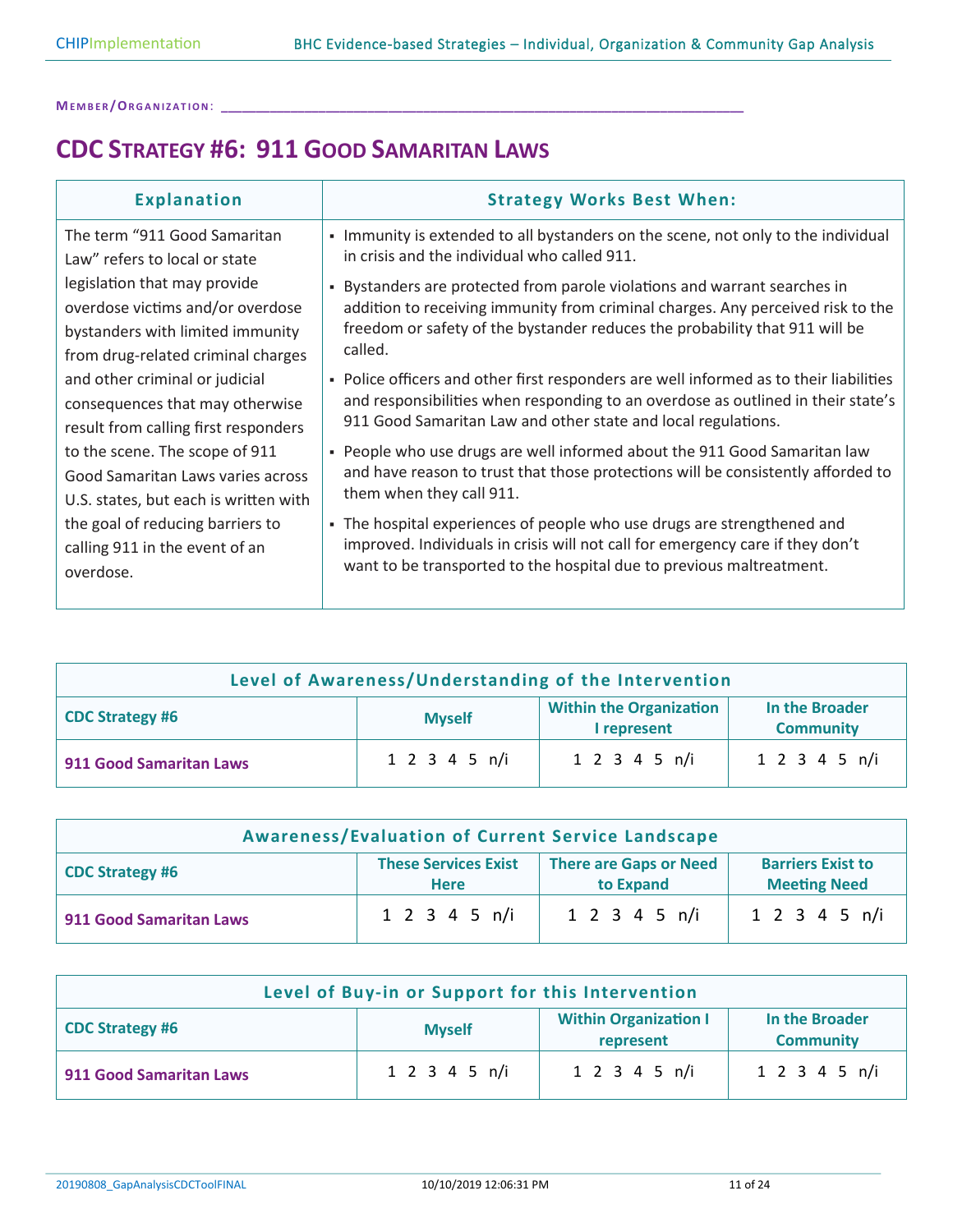**Member/Organization:** ___________________________________________________________________

# CDC Strategy #6: 911 Good Samaritan Laws

| Explanation | Strategy Works Best When: |
|---|---|
| The term "911 Good Samaritan Law" refers to local or state legislation that may provide overdose victims and/or overdose bystanders with limited immunity from drug-related criminal charges and other criminal or judicial consequences that may otherwise result from calling first responders to the scene. The scope of 911 Good Samaritan Laws varies across U.S. states, but each is written with the goal of reducing barriers to calling 911 in the event of an overdose. | ▪ Immunity is extended to all bystanders on the scene, not only to the individual in crisis and the individual who called 911.<br>▪ Bystanders are protected from parole violations and warrant searches in addition to receiving immunity from criminal charges. Any perceived risk to the freedom or safety of the bystander reduces the probability that 911 will be called.<br>▪ Police officers and other first responders are well informed as to their liabilities and responsibilities when responding to an overdose as outlined in their state's 911 Good Samaritan Law and other state and local regulations.<br>▪ People who use drugs are well informed about the 911 Good Samaritan law and have reason to trust that those protections will be consistently afforded to them when they call 911.<br>▪ The hospital experiences of people who use drugs are strengthened and improved. Individuals in crisis will not call for emergency care if they don't want to be transported to the hospital due to previous maltreatment. |

| Level of Awareness/Understanding of the Intervention | | | |
|---|---|---|---|
| **CDC Strategy #6** | **Myself** | **Within the Organization I represent** | **In the Broader Community** |
| **911 Good Samaritan Laws** | 1 2 3 4 5 n/i | 1 2 3 4 5 n/i | 1 2 3 4 5 n/i |

| Awareness/Evaluation of Current Service Landscape | | | |
|---|---|---|---|
| **CDC Strategy #6** | **These Services Exist Here** | **There are Gaps or Need to Expand** | **Barriers Exist to Meeting Need** |
| **911 Good Samaritan Laws** | 1 2 3 4 5 n/i | 1 2 3 4 5 n/i | 1 2 3 4 5 n/i |

| Level of Buy-in or Support for this Intervention | | | |
|---|---|---|---|
| **CDC Strategy #6** | **Myself** | **Within Organization I represent** | **In the Broader Community** |
| **911 Good Samaritan Laws** | 1 2 3 4 5 n/i | 1 2 3 4 5 n/i | 1 2 3 4 5 n/i |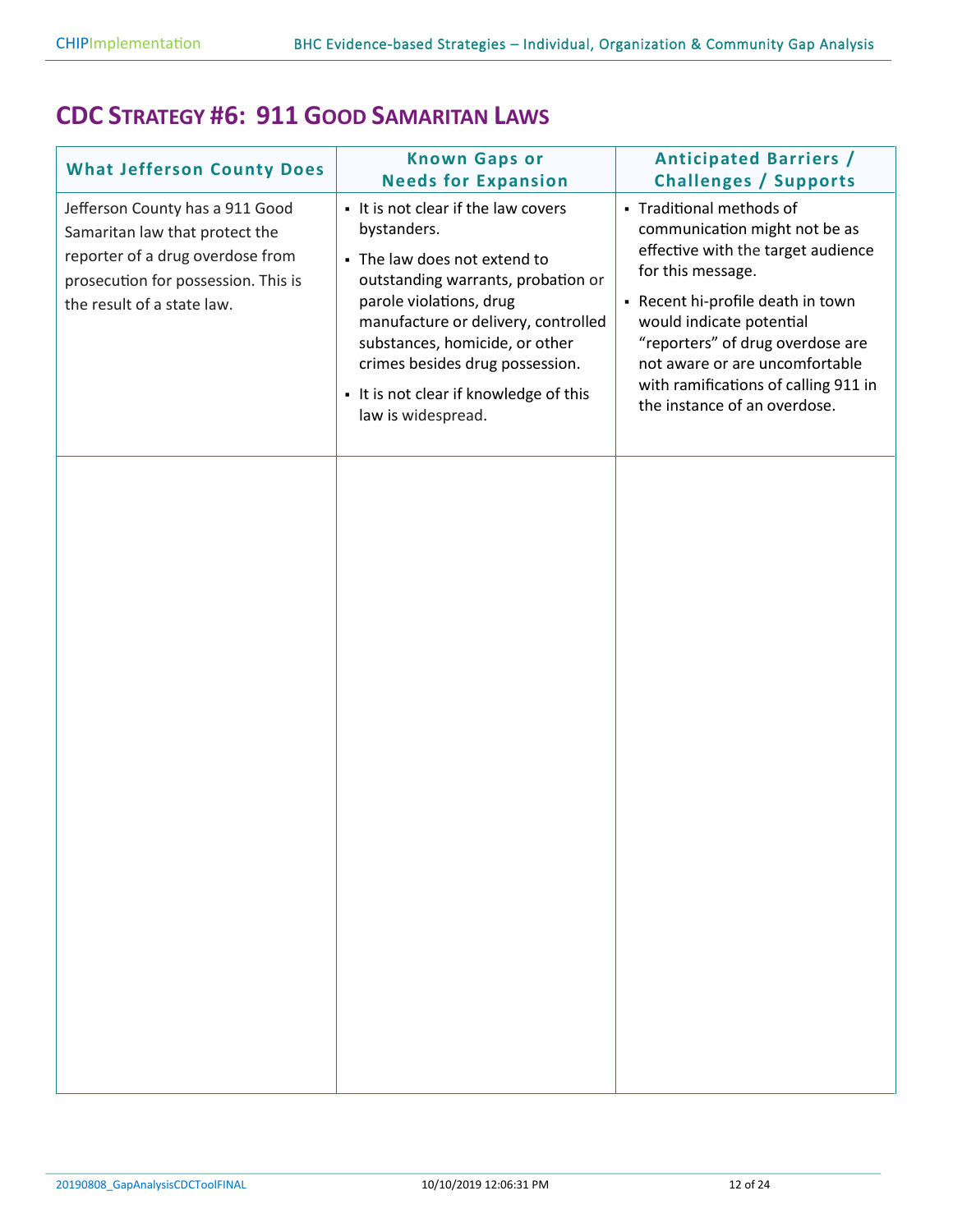# CDC Strategy #6: 911 Good Samaritan Laws

| What Jefferson County Does | Known Gaps or Needs for Expansion | Anticipated Barriers / Challenges / Supports |
|---|---|---|
| Jefferson County has a 911 Good Samaritan law that protect the reporter of a drug overdose from prosecution for possession. This is the result of a state law. | ▪ It is not clear if the law covers bystanders.<br>▪ The law does not extend to outstanding warrants, probation or parole violations, drug manufacture or delivery, controlled substances, homicide, or other crimes besides drug possession.<br>▪ It is not clear if knowledge of this law is widespread. | ▪ Traditional methods of communication might not be as effective with the target audience for this message.<br>▪ Recent hi-profile death in town would indicate potential "reporters" of drug overdose are not aware or are uncomfortable with ramifications of calling 911 in the instance of an overdose. |
| | | |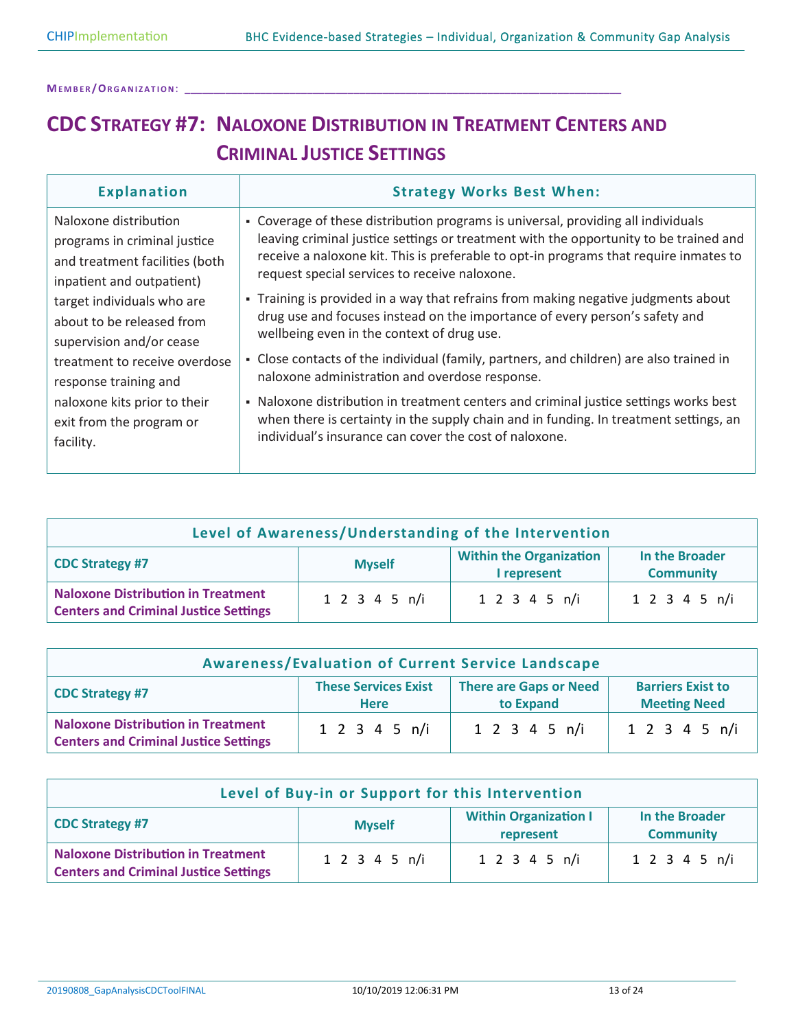**Member/Organization:** ____________________________________________

# CDC Strategy #7: Naloxone Distribution in Treatment Centers and Criminal Justice Settings

| Explanation | Strategy Works Best When: |
|---|---|
| Naloxone distribution programs in criminal justice and treatment facilities (both inpatient and outpatient) target individuals who are about to be released from supervision and/or cease treatment to receive overdose response training and naloxone kits prior to their exit from the program or facility. | ▪ Coverage of these distribution programs is universal, providing all individuals leaving criminal justice settings or treatment with the opportunity to be trained and receive a naloxone kit. This is preferable to opt-in programs that require inmates to request special services to receive naloxone.<br>▪ Training is provided in a way that refrains from making negative judgments about drug use and focuses instead on the importance of every person's safety and wellbeing even in the context of drug use.<br>▪ Close contacts of the individual (family, partners, and children) are also trained in naloxone administration and overdose response.<br>▪ Naloxone distribution in treatment centers and criminal justice settings works best when there is certainty in the supply chain and in funding. In treatment settings, an individual's insurance can cover the cost of naloxone. |

| Level of Awareness/Understanding of the Intervention | | | |
|---|---|---|---|
| **CDC Strategy #7** | **Myself** | **Within the Organization I represent** | **In the Broader Community** |
| **Naloxone Distribution in Treatment Centers and Criminal Justice Settings** | 1 2 3 4 5 n/i | 1 2 3 4 5 n/i | 1 2 3 4 5 n/i |

| Awareness/Evaluation of Current Service Landscape | | | |
|---|---|---|---|
| **CDC Strategy #7** | **These Services Exist Here** | **There are Gaps or Need to Expand** | **Barriers Exist to Meeting Need** |
| **Naloxone Distribution in Treatment Centers and Criminal Justice Settings** | 1 2 3 4 5 n/i | 1 2 3 4 5 n/i | 1 2 3 4 5 n/i |

| Level of Buy-in or Support for this Intervention | | | |
|---|---|---|---|
| **CDC Strategy #7** | **Myself** | **Within Organization I represent** | **In the Broader Community** |
| **Naloxone Distribution in Treatment Centers and Criminal Justice Settings** | 1 2 3 4 5 n/i | 1 2 3 4 5 n/i | 1 2 3 4 5 n/i |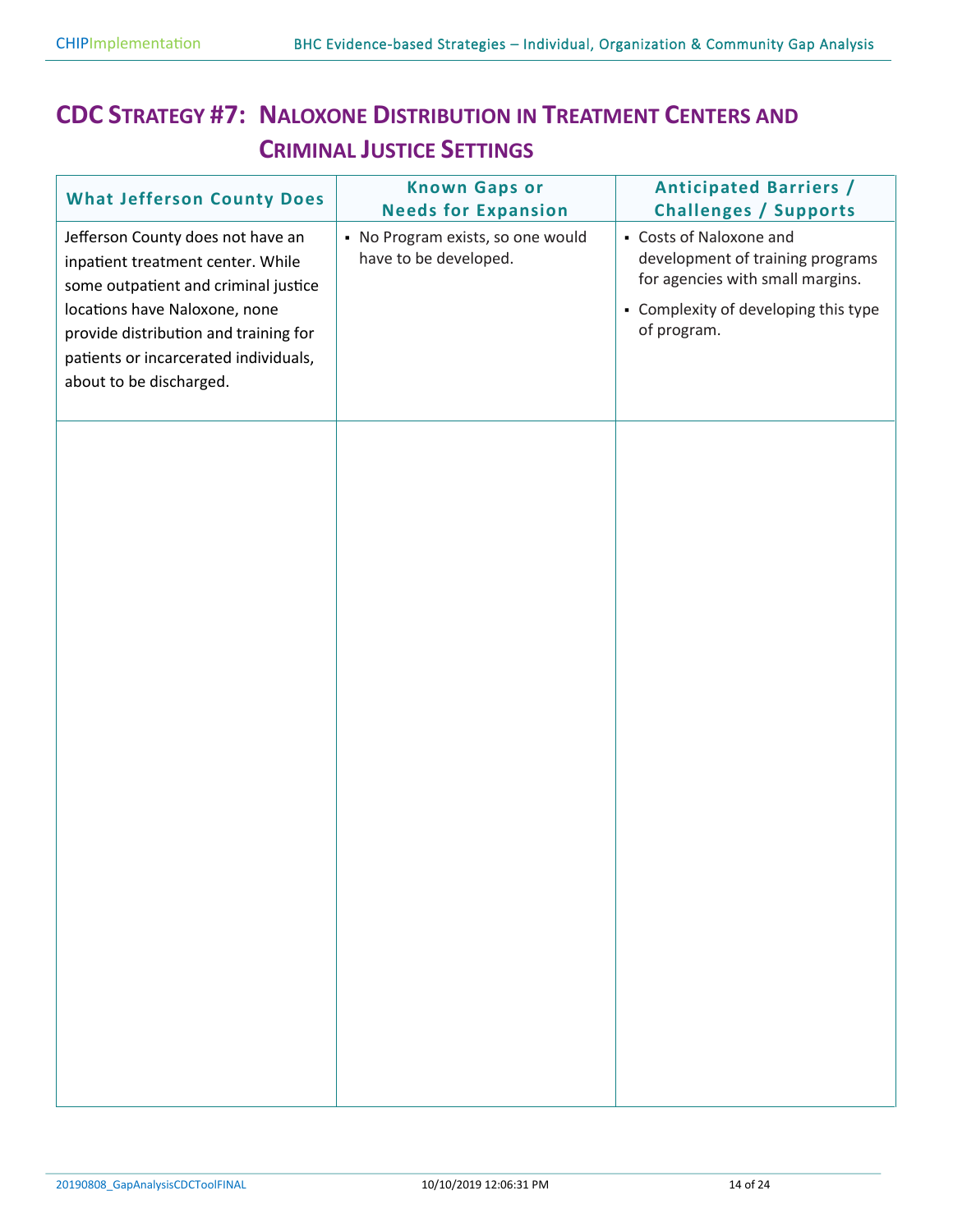# CDC Strategy #7: Naloxone Distribution in Treatment Centers and Criminal Justice Settings

| What Jefferson County Does | Known Gaps or Needs for Expansion | Anticipated Barriers / Challenges / Supports |
|---|---|---|
| Jefferson County does not have an inpatient treatment center. While some outpatient and criminal justice locations have Naloxone, none provide distribution and training for patients or incarcerated individuals, about to be discharged. | ▪ No Program exists, so one would have to be developed. | ▪ Costs of Naloxone and development of training programs for agencies with small margins.<br>▪ Complexity of developing this type of program. |
| | | |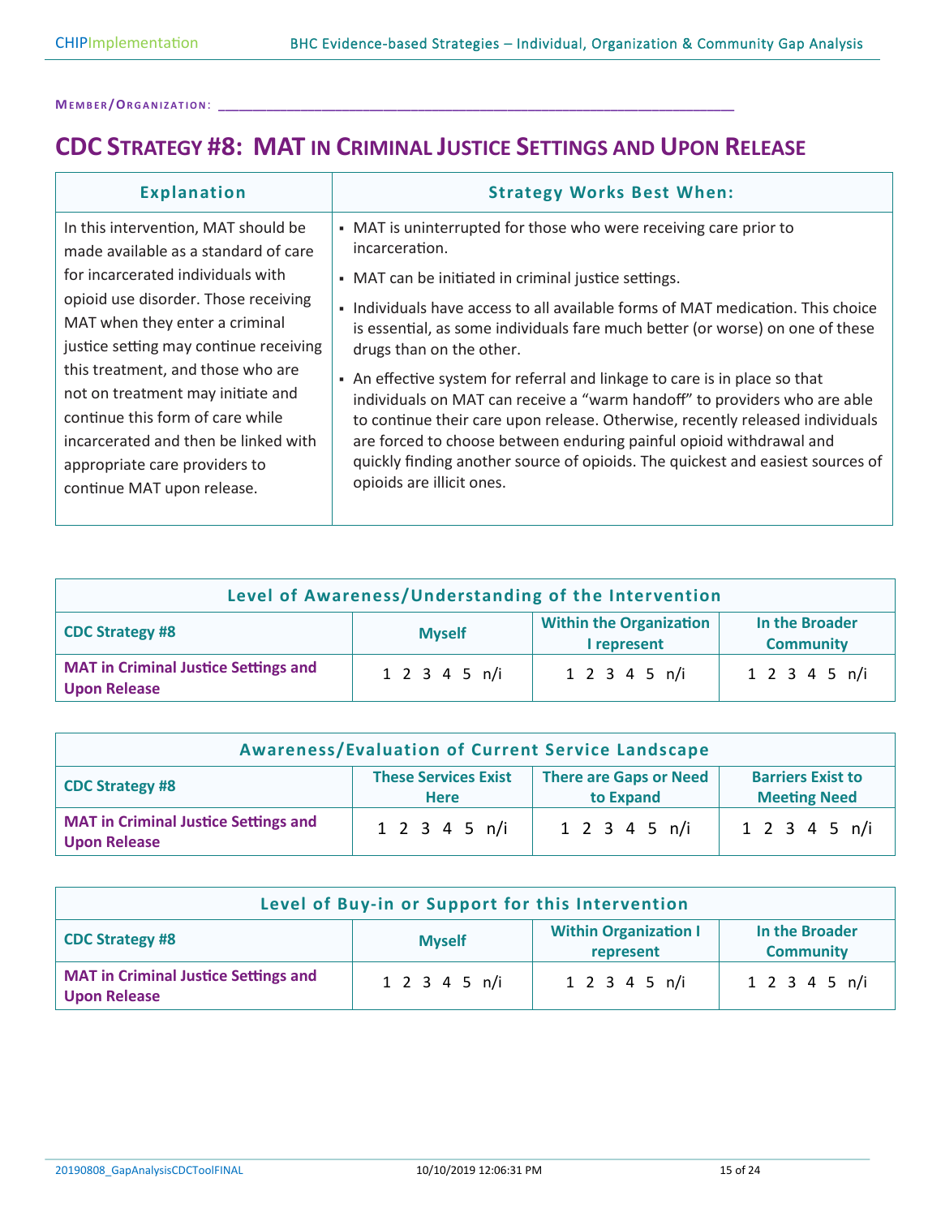MEMBER/ORGANIZATION: ___________________________________________________________________

# CDC STRATEGY #8: MAT IN CRIMINAL JUSTICE SETTINGS AND UPON RELEASE

| Explanation | Strategy Works Best When: |
|---|---|
| In this intervention, MAT should be made available as a standard of care for incarcerated individuals with opioid use disorder. Those receiving MAT when they enter a criminal justice setting may continue receiving this treatment, and those who are not on treatment may initiate and continue this form of care while incarcerated and then be linked with appropriate care providers to continue MAT upon release. | ▪ MAT is uninterrupted for those who were receiving care prior to incarceration.<br>▪ MAT can be initiated in criminal justice settings.<br>▪ Individuals have access to all available forms of MAT medication. This choice is essential, as some individuals fare much better (or worse) on one of these drugs than on the other.<br>▪ An effective system for referral and linkage to care is in place so that individuals on MAT can receive a "warm handoff" to providers who are able to continue their care upon release. Otherwise, recently released individuals are forced to choose between enduring painful opioid withdrawal and quickly finding another source of opioids. The quickest and easiest sources of opioids are illicit ones. |

| Level of Awareness/Understanding of the Intervention | | | |
|---|---|---|---|
| **CDC Strategy #8** | **Myself** | **Within the Organization I represent** | **In the Broader Community** |
| **MAT in Criminal Justice Settings and Upon Release** | 1 2 3 4 5 n/i | 1 2 3 4 5 n/i | 1 2 3 4 5 n/i |

| Awareness/Evaluation of Current Service Landscape | | | |
|---|---|---|---|
| **CDC Strategy #8** | **These Services Exist Here** | **There are Gaps or Need to Expand** | **Barriers Exist to Meeting Need** |
| **MAT in Criminal Justice Settings and Upon Release** | 1 2 3 4 5 n/i | 1 2 3 4 5 n/i | 1 2 3 4 5 n/i |

| Level of Buy-in or Support for this Intervention | | | |
|---|---|---|---|
| **CDC Strategy #8** | **Myself** | **Within Organization I represent** | **In the Broader Community** |
| **MAT in Criminal Justice Settings and Upon Release** | 1 2 3 4 5 n/i | 1 2 3 4 5 n/i | 1 2 3 4 5 n/i |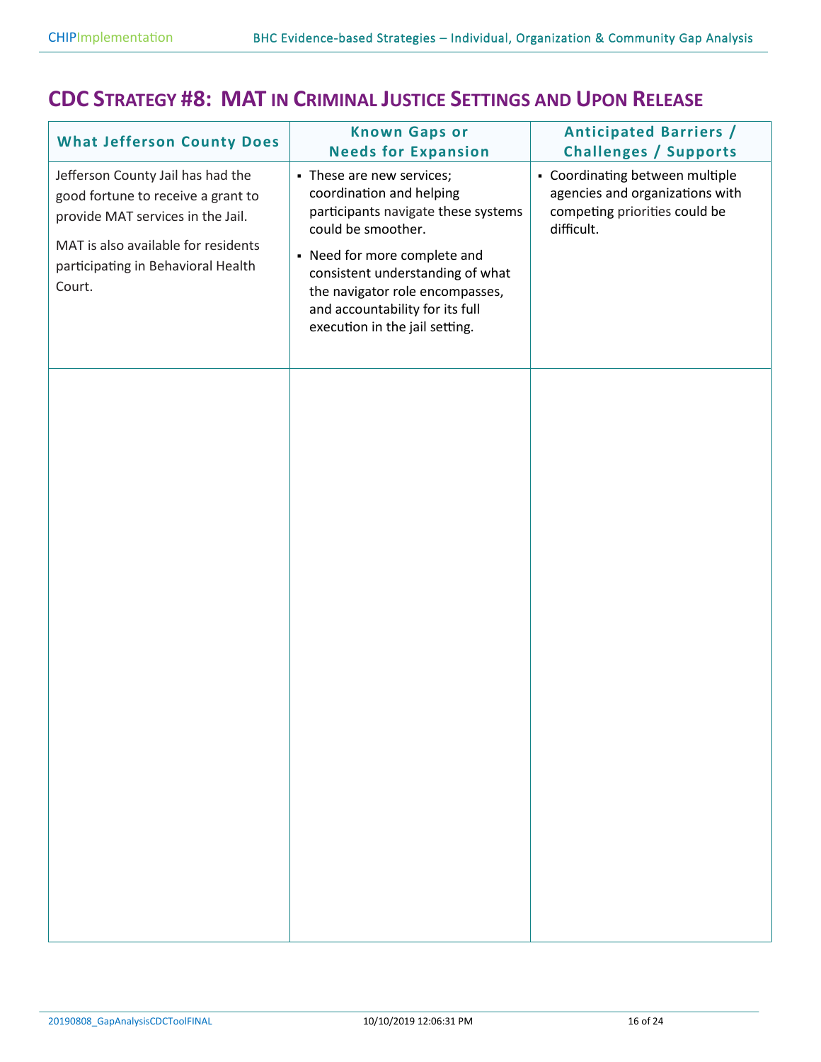## CDC Strategy #8: MAT in Criminal Justice Settings and Upon Release

| What Jefferson County Does | Known Gaps or Needs for Expansion | Anticipated Barriers / Challenges / Supports |
|---|---|---|
| Jefferson County Jail has had the good fortune to receive a grant to provide MAT services in the Jail.<br><br>MAT is also available for residents participating in Behavioral Health Court. | ▪ These are new services; coordination and helping participants navigate these systems could be smoother.<br>▪ Need for more complete and consistent understanding of what the navigator role encompasses, and accountability for its full execution in the jail setting. | ▪ Coordinating between multiple agencies and organizations with competing priorities could be difficult. |
| | | |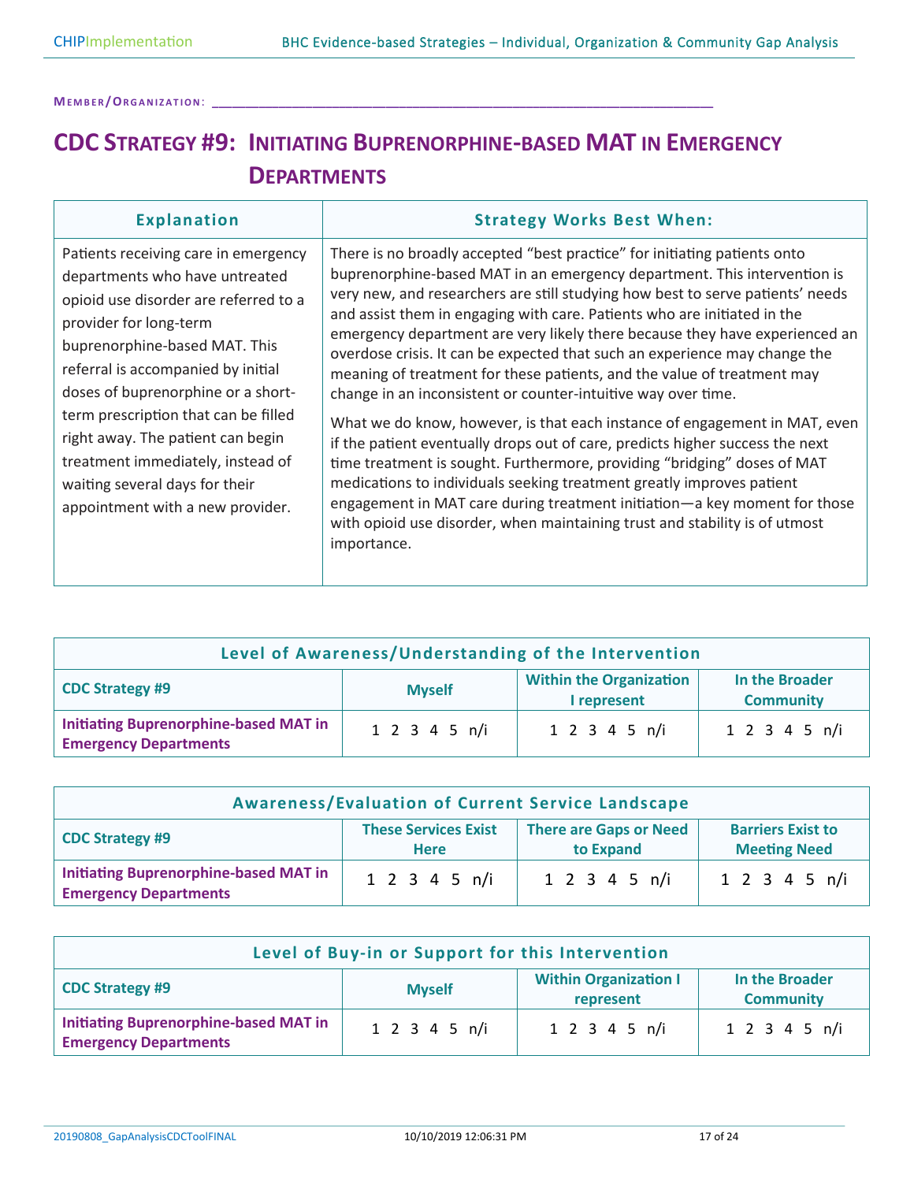**MEMBER/ORGANIZATION:** ___________________________________________________________________

# CDC STRATEGY #9: INITIATING BUPRENORPHINE-BASED MAT IN EMERGENCY DEPARTMENTS

| Explanation | Strategy Works Best When: |
|---|---|
| Patients receiving care in emergency departments who have untreated opioid use disorder are referred to a provider for long-term buprenorphine-based MAT. This referral is accompanied by initial doses of buprenorphine or a short-term prescription that can be filled right away. The patient can begin treatment immediately, instead of waiting several days for their appointment with a new provider. | There is no broadly accepted "best practice" for initiating patients onto buprenorphine-based MAT in an emergency department. This intervention is very new, and researchers are still studying how best to serve patients' needs and assist them in engaging with care. Patients who are initiated in the emergency department are very likely there because they have experienced an overdose crisis. It can be expected that such an experience may change the meaning of treatment for these patients, and the value of treatment may change in an inconsistent or counter-intuitive way over time.<br><br>What we do know, however, is that each instance of engagement in MAT, even if the patient eventually drops out of care, predicts higher success the next time treatment is sought. Furthermore, providing "bridging" doses of MAT medications to individuals seeking treatment greatly improves patient engagement in MAT care during treatment initiation—a key moment for those with opioid use disorder, when maintaining trust and stability is of utmost importance. |

| Level of Awareness/Understanding of the Intervention | | | |
|---|---|---|---|
| **CDC Strategy #9** | **Myself** | **Within the Organization I represent** | **In the Broader Community** |
| **Initiating Buprenorphine-based MAT in Emergency Departments** | 1 2 3 4 5 n/i | 1 2 3 4 5 n/i | 1 2 3 4 5 n/i |

| Awareness/Evaluation of Current Service Landscape | | | |
|---|---|---|---|
| **CDC Strategy #9** | **These Services Exist Here** | **There are Gaps or Need to Expand** | **Barriers Exist to Meeting Need** |
| **Initiating Buprenorphine-based MAT in Emergency Departments** | 1 2 3 4 5 n/i | 1 2 3 4 5 n/i | 1 2 3 4 5 n/i |

| Level of Buy-in or Support for this Intervention | | | |
|---|---|---|---|
| **CDC Strategy #9** | **Myself** | **Within Organization I represent** | **In the Broader Community** |
| **Initiating Buprenorphine-based MAT in Emergency Departments** | 1 2 3 4 5 n/i | 1 2 3 4 5 n/i | 1 2 3 4 5 n/i |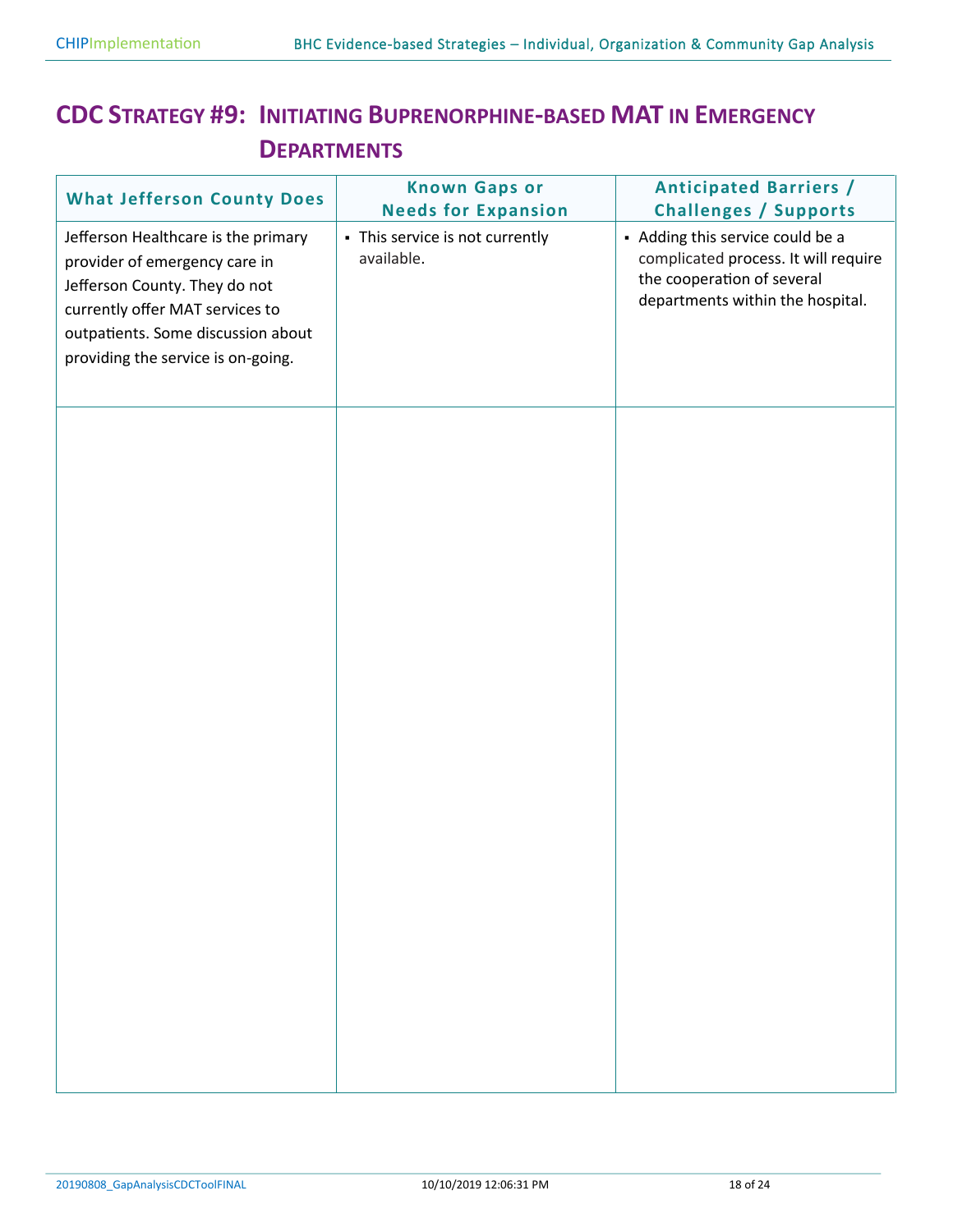# CDC Strategy #9: Initiating Buprenorphine-based MAT in Emergency Departments

| What Jefferson County Does | Known Gaps or Needs for Expansion | Anticipated Barriers / Challenges / Supports |
|---|---|---|
| Jefferson Healthcare is the primary provider of emergency care in Jefferson County. They do not currently offer MAT services to outpatients. Some discussion about providing the service is on-going. | ▪ This service is not currently available. | ▪ Adding this service could be a complicated process. It will require the cooperation of several departments within the hospital. |
| | | |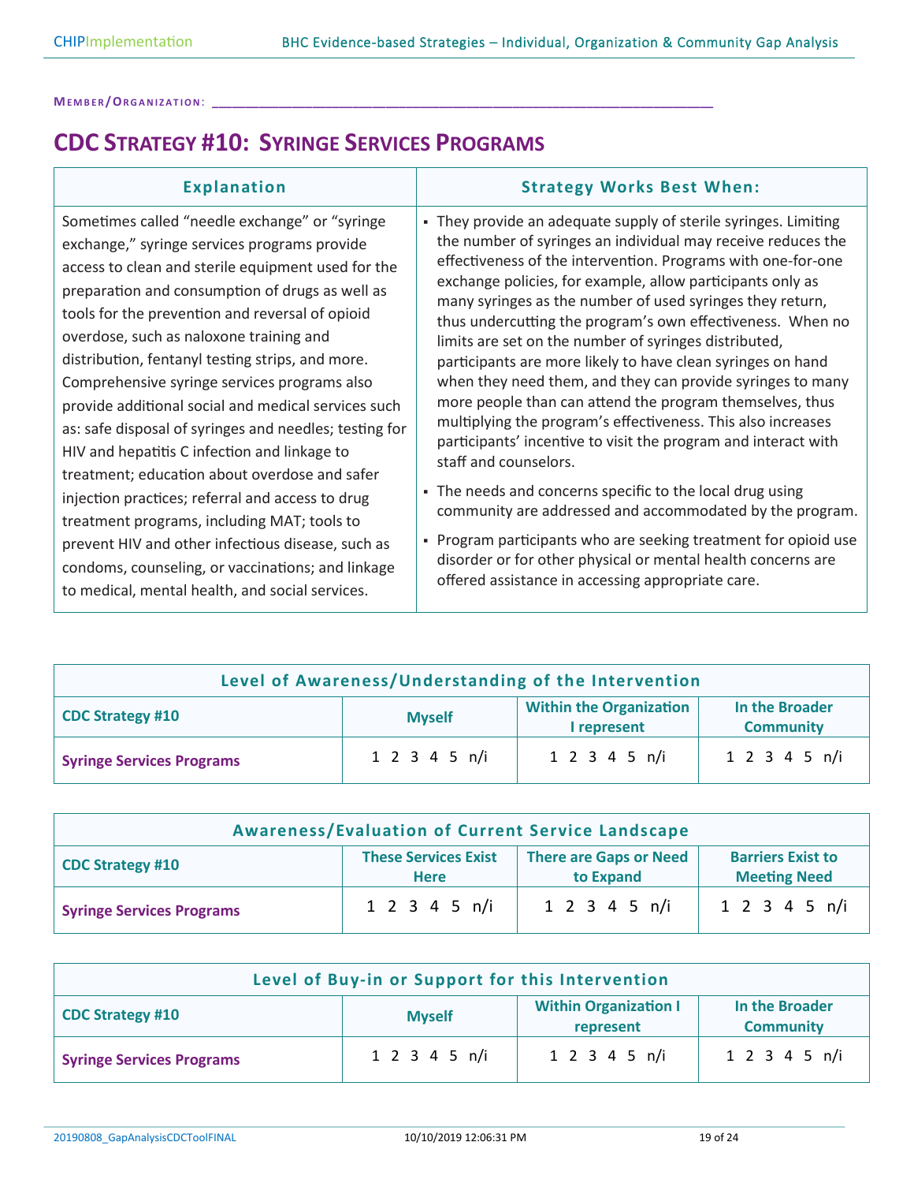**Member/Organization:** ___________________________________________________________________

# CDC Strategy #10: Syringe Services Programs

| Explanation | Strategy Works Best When: |
|---|---|
| Sometimes called "needle exchange" or "syringe exchange," syringe services programs provide access to clean and sterile equipment used for the preparation and consumption of drugs as well as tools for the prevention and reversal of opioid overdose, such as naloxone training and distribution, fentanyl testing strips, and more. Comprehensive syringe services programs also provide additional social and medical services such as: safe disposal of syringes and needles; testing for HIV and hepatitis C infection and linkage to treatment; education about overdose and safer injection practices; referral and access to drug treatment programs, including MAT; tools to prevent HIV and other infectious disease, such as condoms, counseling, or vaccinations; and linkage to medical, mental health, and social services. | ▪ They provide an adequate supply of sterile syringes. Limiting the number of syringes an individual may receive reduces the effectiveness of the intervention. Programs with one-for-one exchange policies, for example, allow participants only as many syringes as the number of used syringes they return, thus undercutting the program's own effectiveness. When no limits are set on the number of syringes distributed, participants are more likely to have clean syringes on hand when they need them, and they can provide syringes to many more people than can attend the program themselves, thus multiplying the program's effectiveness. This also increases participants' incentive to visit the program and interact with staff and counselors.<br>▪ The needs and concerns specific to the local drug using community are addressed and accommodated by the program.<br>▪ Program participants who are seeking treatment for opioid use disorder or for other physical or mental health concerns are offered assistance in accessing appropriate care. |

| Level of Awareness/Understanding of the Intervention | | | |
|---|---|---|---|
| **CDC Strategy #10** | **Myself** | **Within the Organization I represent** | **In the Broader Community** |
| **Syringe Services Programs** | 1 2 3 4 5 n/i | 1 2 3 4 5 n/i | 1 2 3 4 5 n/i |

| Awareness/Evaluation of Current Service Landscape | | | |
|---|---|---|---|
| **CDC Strategy #10** | **These Services Exist Here** | **There are Gaps or Need to Expand** | **Barriers Exist to Meeting Need** |
| **Syringe Services Programs** | 1 2 3 4 5 n/i | 1 2 3 4 5 n/i | 1 2 3 4 5 n/i |

| Level of Buy-in or Support for this Intervention | | | |
|---|---|---|---|
| **CDC Strategy #10** | **Myself** | **Within Organization I represent** | **In the Broader Community** |
| **Syringe Services Programs** | 1 2 3 4 5 n/i | 1 2 3 4 5 n/i | 1 2 3 4 5 n/i |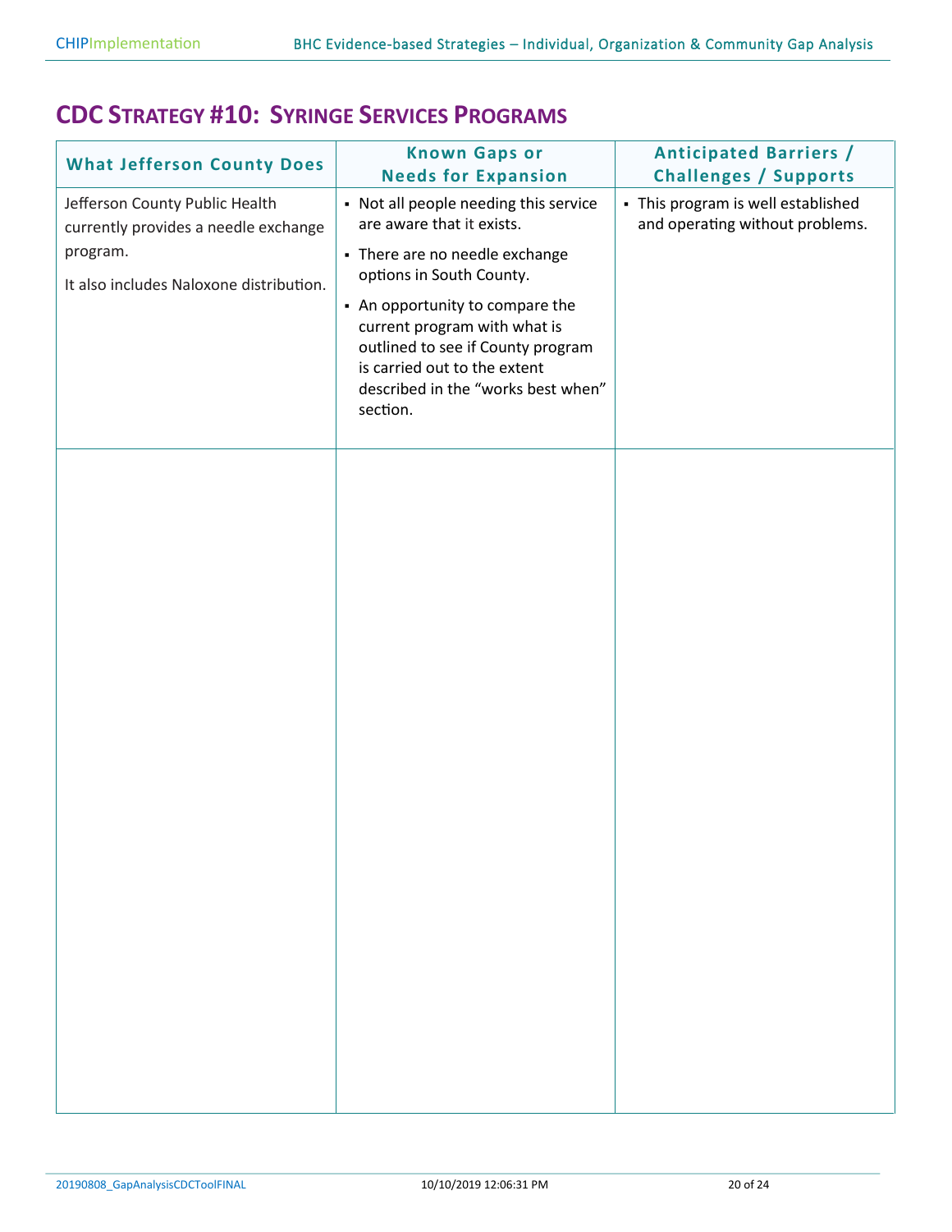## CDC Strategy #10: Syringe Services Programs

| What Jefferson County Does | Known Gaps or Needs for Expansion | Anticipated Barriers / Challenges / Supports |
|---|---|---|
| Jefferson County Public Health currently provides a needle exchange program.<br><br>It also includes Naloxone distribution. | ▪ Not all people needing this service are aware that it exists.<br>▪ There are no needle exchange options in South County.<br>▪ An opportunity to compare the current program with what is outlined to see if County program is carried out to the extent described in the "works best when" section. | ▪ This program is well established and operating without problems. |
| | | |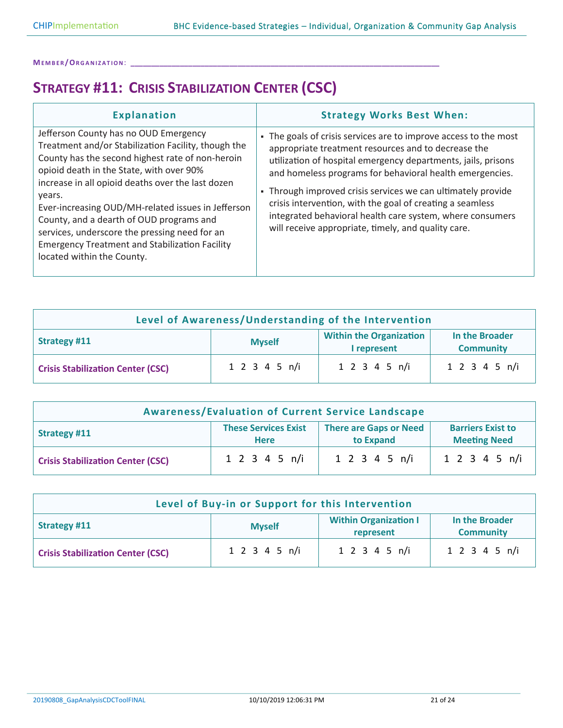**Member/Organization:** ___________________________________________________________

# Strategy #11: Crisis Stabilization Center (CSC)

| Explanation | Strategy Works Best When: |
|---|---|
| Jefferson County has no OUD Emergency Treatment and/or Stabilization Facility, though the County has the second highest rate of non-heroin opioid death in the State, with over 90% increase in all opioid deaths over the last dozen years.<br>Ever-increasing OUD/MH-related issues in Jefferson County, and a dearth of OUD programs and services, underscore the pressing need for an Emergency Treatment and Stabilization Facility located within the County. | ▪ The goals of crisis services are to improve access to the most appropriate treatment resources and to decrease the utilization of hospital emergency departments, jails, prisons and homeless programs for behavioral health emergencies.<br>▪ Through improved crisis services we can ultimately provide crisis intervention, with the goal of creating a seamless integrated behavioral health care system, where consumers will receive appropriate, timely, and quality care. |

| Level of Awareness/Understanding of the Intervention | | | |
|---|---|---|---|
| **Strategy #11** | **Myself** | **Within the Organization I represent** | **In the Broader Community** |
| **Crisis Stabilization Center (CSC)** | 1 2 3 4 5 n/i | 1 2 3 4 5 n/i | 1 2 3 4 5 n/i |

| Awareness/Evaluation of Current Service Landscape | | | |
|---|---|---|---|
| **Strategy #11** | **These Services Exist Here** | **There are Gaps or Need to Expand** | **Barriers Exist to Meeting Need** |
| **Crisis Stabilization Center (CSC)** | 1 2 3 4 5 n/i | 1 2 3 4 5 n/i | 1 2 3 4 5 n/i |

| Level of Buy-in or Support for this Intervention | | | |
|---|---|---|---|
| **Strategy #11** | **Myself** | **Within Organization I represent** | **In the Broader Community** |
| **Crisis Stabilization Center (CSC)** | 1 2 3 4 5 n/i | 1 2 3 4 5 n/i | 1 2 3 4 5 n/i |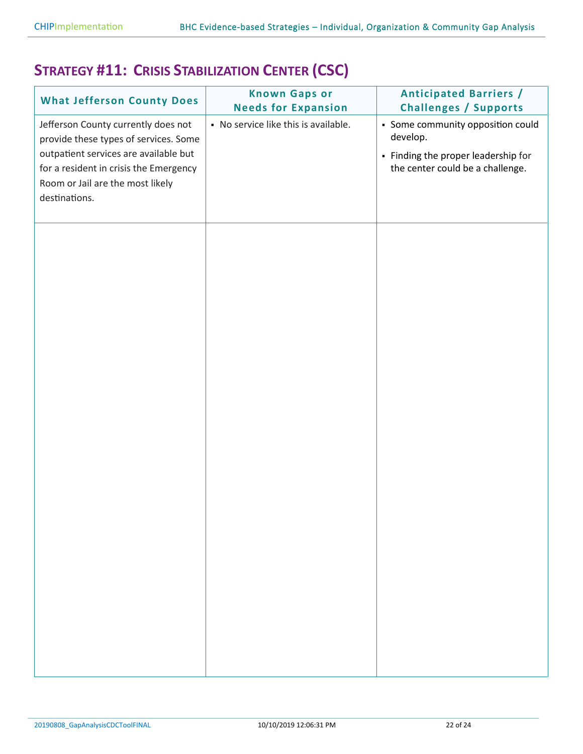## Strategy #11: Crisis Stabilization Center (CSC)

| What Jefferson County Does | Known Gaps or Needs for Expansion | Anticipated Barriers / Challenges / Supports |
|---|---|---|
| Jefferson County currently does not provide these types of services. Some outpatient services are available but for a resident in crisis the Emergency Room or Jail are the most likely destinations. | ▪ No service like this is available. | ▪ Some community opposition could develop.<br>▪ Finding the proper leadership for the center could be a challenge. |
| | | |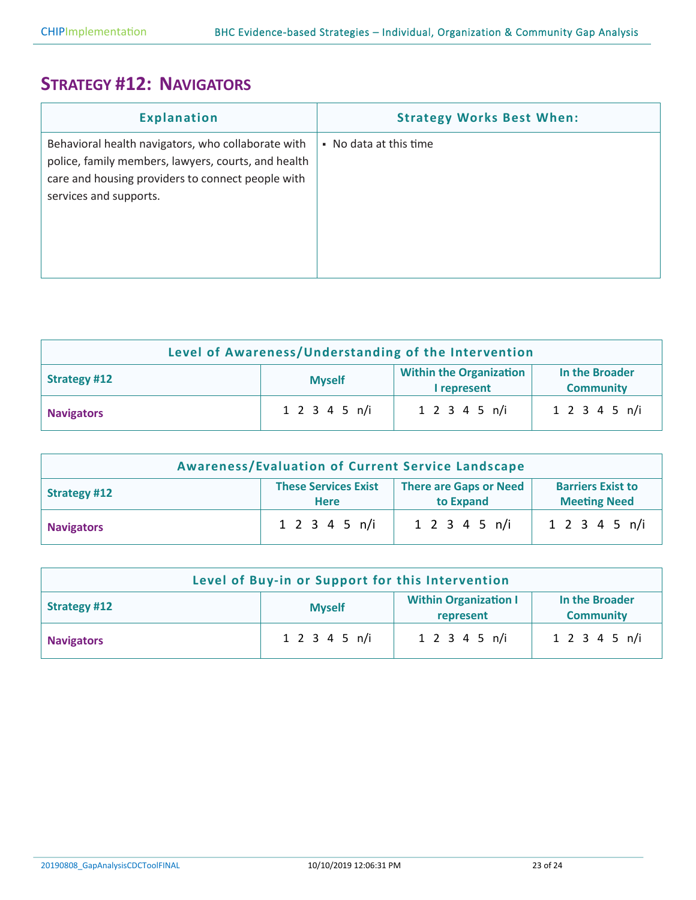## Strategy #12: Navigators

| Explanation | Strategy Works Best When: |
|---|---|
| Behavioral health navigators, who collaborate with police, family members, lawyers, courts, and health care and housing providers to connect people with services and supports. | ▪ No data at this time |

| Level of Awareness/Understanding of the Intervention | | | |
|---|---|---|---|
| **Strategy #12** | **Myself** | **Within the Organization I represent** | **In the Broader Community** |
| **Navigators** | 1 2 3 4 5 n/i | 1 2 3 4 5 n/i | 1 2 3 4 5 n/i |

| Awareness/Evaluation of Current Service Landscape | | | |
|---|---|---|---|
| **Strategy #12** | **These Services Exist Here** | **There are Gaps or Need to Expand** | **Barriers Exist to Meeting Need** |
| **Navigators** | 1 2 3 4 5 n/i | 1 2 3 4 5 n/i | 1 2 3 4 5 n/i |

| Level of Buy-in or Support for this Intervention | | | |
|---|---|---|---|
| **Strategy #12** | **Myself** | **Within Organization I represent** | **In the Broader Community** |
| **Navigators** | 1 2 3 4 5 n/i | 1 2 3 4 5 n/i | 1 2 3 4 5 n/i |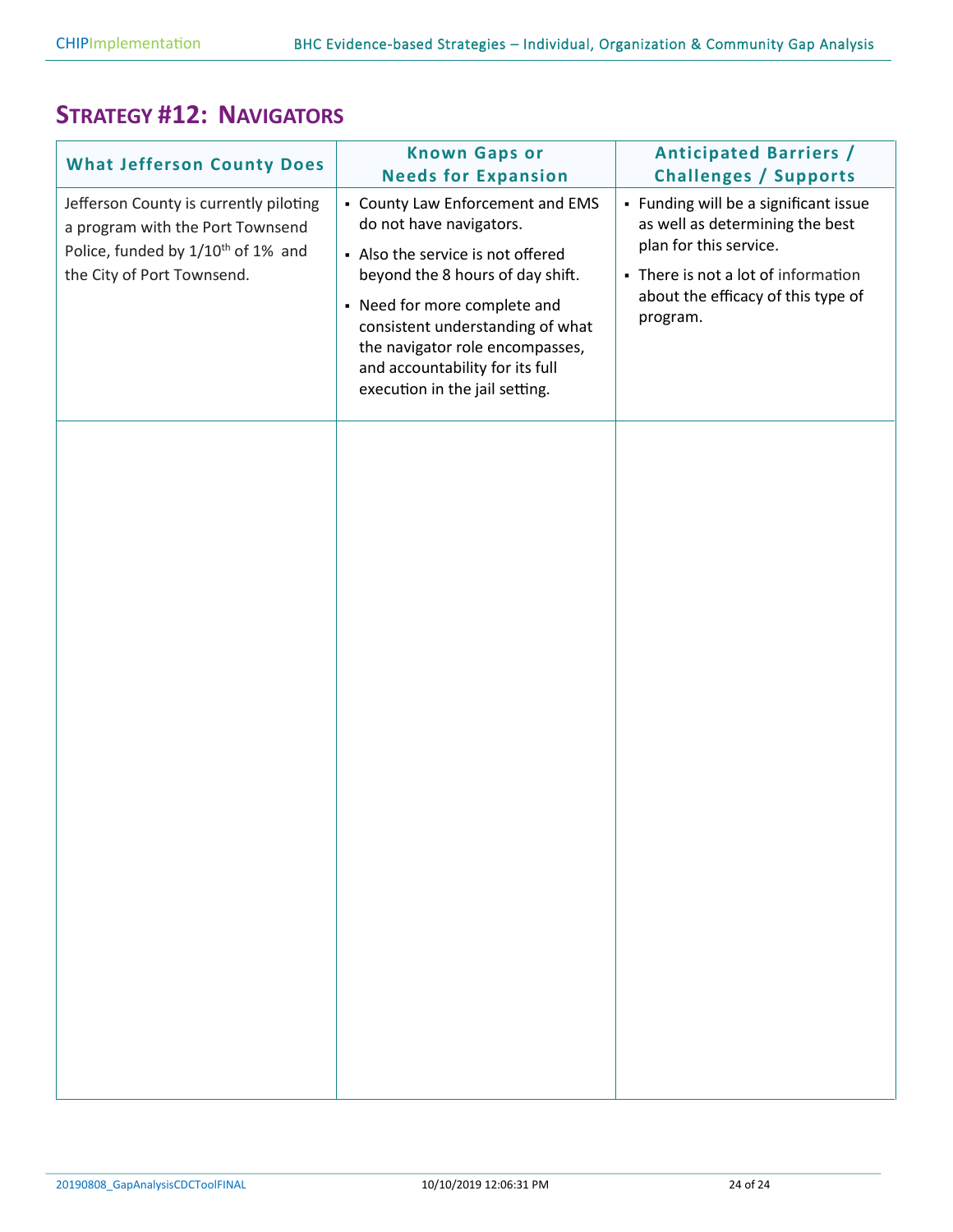## Strategy #12: Navigators

| What Jefferson County Does | Known Gaps or Needs for Expansion | Anticipated Barriers / Challenges / Supports |
|---|---|---|
| Jefferson County is currently piloting a program with the Port Townsend Police, funded by 1/10th of 1% and the City of Port Townsend. | ▪ County Law Enforcement and EMS do not have navigators.<br>▪ Also the service is not offered beyond the 8 hours of day shift.<br>▪ Need for more complete and consistent understanding of what the navigator role encompasses, and accountability for its full execution in the jail setting. | ▪ Funding will be a significant issue as well as determining the best plan for this service.<br>▪ There is not a lot of information about the efficacy of this type of program. |
| | | |